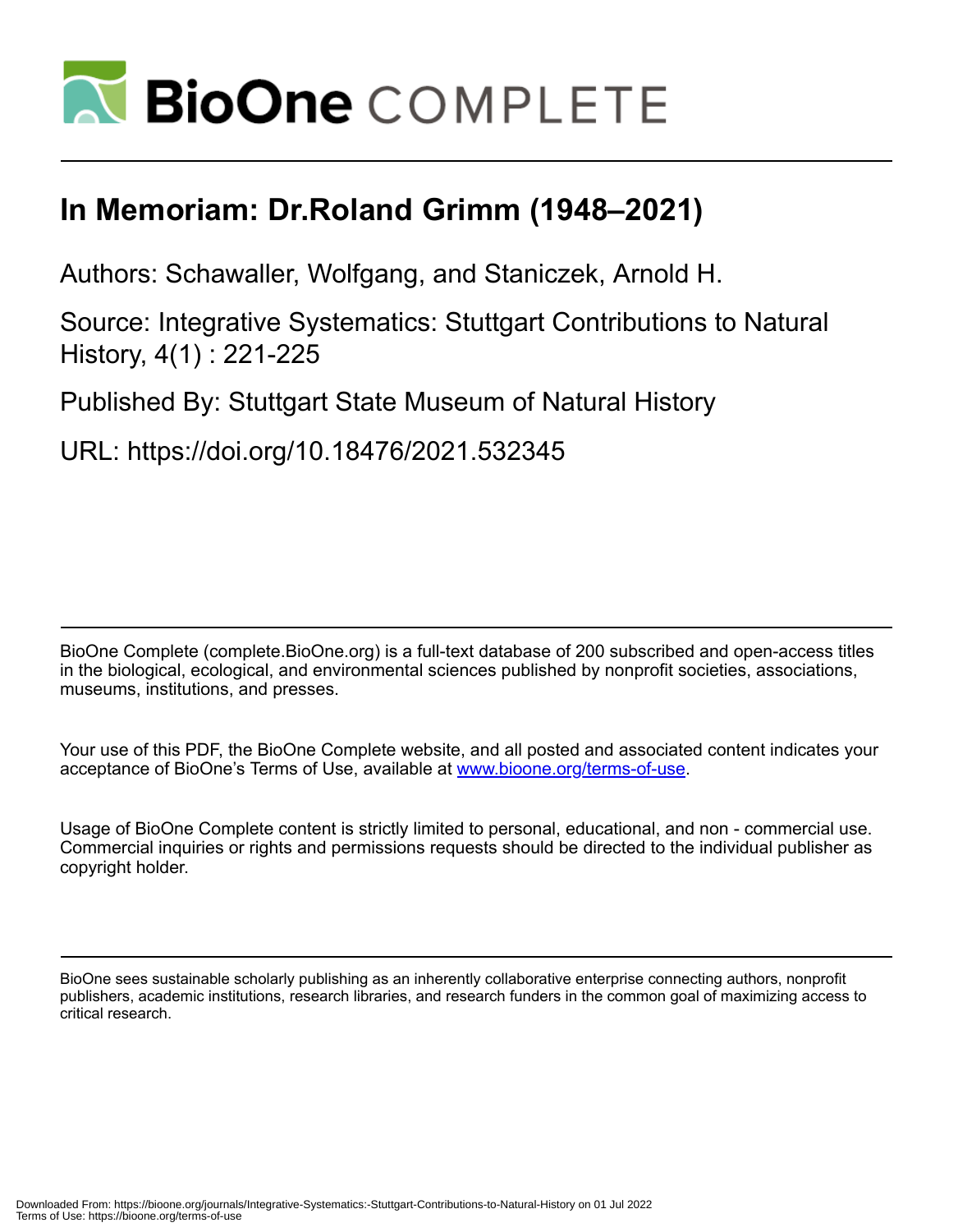# In Memoriam: Dr.Roland Grimm (1948–2021)

Authors: Schawaller, Wolfgang, and Staniczek, Arnold H.

Source: Integrative Systematics: Stuttgart Contributions to Natural History, 4(1) : 221-225

Published By: Stuttgart State Museum of Natural History

URL: https://doi.org/10.18476/2021.532345

BioOne Complete (complete.BioOne.org) is a full-text database of 200 subscribed and open-access titles in the biological, ecological, and environmental sciences published by nonprofit societies, associations, museums, institutions, and presses.

Your use of this PDF, the BioOne Complete website, and all posted and associated content indicates your acceptance of BioOne's Terms of Use, available at www.bioone.org/terms-of-use.

Usage of BioOne Complete content is strictly limited to personal, educational, and non - commercial use. Commercial inquiries or rights and permissions requests should be directed to the individual publisher as copyright holder.

BioOne sees sustainable scholarly publishing as an inherently collaborative enterprise connecting authors, nonprofit publishers, academic institutions, research libraries, and research funders in the common goal of maximizing access to critical research.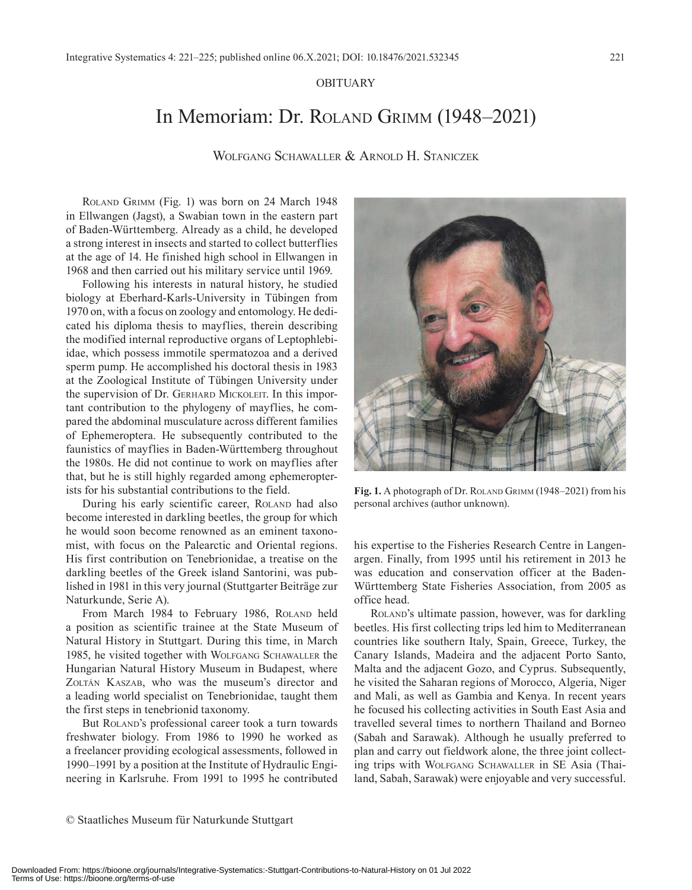OBITUARY

# In Memoriam: Dr. ROLAND GRIMM (1948–2021)

WOLFGANG SCHAWALLER & ARNOLD H. STANICZEK

ROLAND GRIMM (Fig. 1) was born on 24 March 1948 in Ellwangen (Jagst), a Swabian town in the eastern part of Baden-Württemberg. Already as a child, he developed a strong interest in insects and started to collect butterflies at the age of 14. He finished high school in Ellwangen in 1968 and then carried out his military service until 1969.

Following his interests in natural history, he studied biology at Eberhard-Karls-University in Tübingen from 1970 on, with a focus on zoology and entomology. He dedicated his diploma thesis to mayflies, therein describing the modified internal reproductive organs of Leptophlebiidae, which possess immotile spermatozoa and a derived sperm pump. He accomplished his doctoral thesis in 1983 at the Zoological Institute of Tübingen University under the supervision of Dr. GERHARD MICKOLEIT. In this important contribution to the phylogeny of mayflies, he compared the abdominal musculature across different families of Ephemeroptera. He subsequently contributed to the faunistics of mayflies in Baden-Württemberg throughout the 1980s. He did not continue to work on mayflies after that, but he is still highly regarded among ephemeropterists for his substantial contributions to the field.

During his early scientific career, ROLAND had also become interested in darkling beetles, the group for which he would soon become renowned as an eminent taxonomist, with focus on the Palearctic and Oriental regions. His first contribution on Tenebrionidae, a treatise on the darkling beetles of the Greek island Santorini, was published in 1981 in this very journal (Stuttgarter Beiträge zur Naturkunde, Serie A).

From March 1984 to February 1986, ROLAND held a position as scientific trainee at the State Museum of Natural History in Stuttgart. During this time, in March 1985, he visited together with WOLFGANG SCHAWALLER the Hungarian Natural History Museum in Budapest, where ZOLTÁN KASZAB, who was the museum's director and a leading world specialist on Tenebrionidae, taught them the first steps in tenebrionid taxonomy.

But ROLAND's professional career took a turn towards freshwater biology. From 1986 to 1990 he worked as a freelancer providing ecological assessments, followed in 1990–1991 by a position at the Institute of Hydraulic Engineering in Karlsruhe. From 1991 to 1995 he contributed his expertise to the Fisheries Research Centre in Langenargen. Finally, from 1995 until his retirement in 2013 he was education and conservation officer at the Baden-Württemberg State Fisheries Association, from 2005 as office head.

**Fig. 1.** A photograph of Dr. ROLAND GRIMM (1948–2021) from his personal archives (author unknown).

ROLAND's ultimate passion, however, was for darkling beetles. His first collecting trips led him to Mediterranean countries like southern Italy, Spain, Greece, Turkey, the Canary Islands, Madeira and the adjacent Porto Santo, Malta and the adjacent Gozo, and Cyprus. Subsequently, he visited the Saharan regions of Morocco, Algeria, Niger and Mali, as well as Gambia and Kenya. In recent years he focused his collecting activities in South East Asia and travelled several times to northern Thailand and Borneo (Sabah and Sarawak). Although he usually preferred to plan and carry out fieldwork alone, the three joint collecting trips with WOLFGANG SCHAWALLER in SE Asia (Thailand, Sabah, Sarawak) were enjoyable and very successful.

© Staatliches Museum für Naturkunde Stuttgart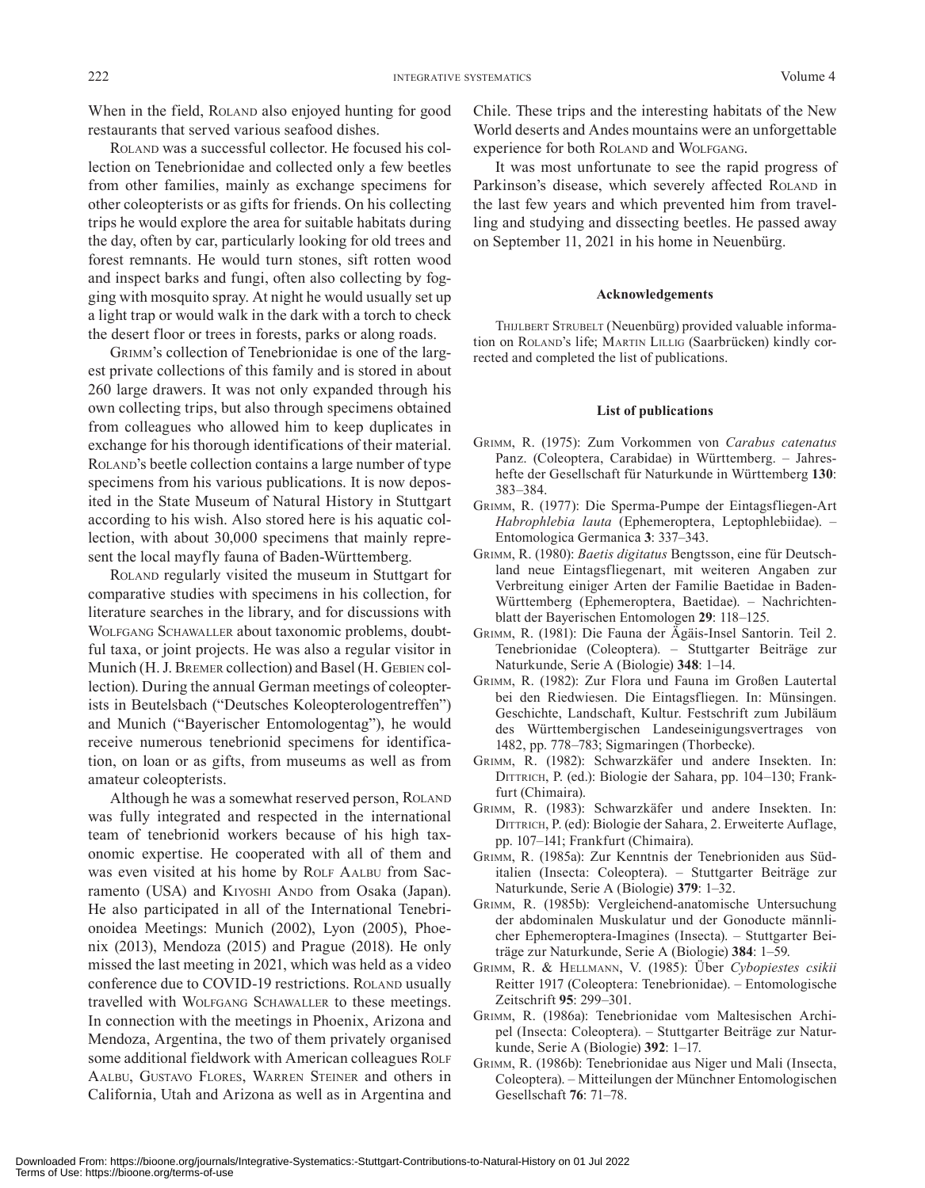When in the field, ROLAND also enjoyed hunting for good restaurants that served various seafood dishes.

ROLAND was a successful collector. He focused his collection on Tenebrionidae and collected only a few beetles from other families, mainly as exchange specimens for other coleopterists or as gifts for friends. On his collecting trips he would explore the area for suitable habitats during the day, often by car, particularly looking for old trees and forest remnants. He would turn stones, sift rotten wood and inspect barks and fungi, often also collecting by fogging with mosquito spray. At night he would usually set up a light trap or would walk in the dark with a torch to check the desert floor or trees in forests, parks or along roads.

GRIMM's collection of Tenebrionidae is one of the largest private collections of this family and is stored in about 260 large drawers. It was not only expanded through his own collecting trips, but also through specimens obtained from colleagues who allowed him to keep duplicates in exchange for his thorough identifications of their material. ROLAND's beetle collection contains a large number of type specimens from his various publications. It is now deposited in the State Museum of Natural History in Stuttgart according to his wish. Also stored here is his aquatic collection, with about 30,000 specimens that mainly represent the local mayfly fauna of Baden-Württemberg.

ROLAND regularly visited the museum in Stuttgart for comparative studies with specimens in his collection, for literature searches in the library, and for discussions with WOLFGANG SCHAWALLER about taxonomic problems, doubtful taxa, or joint projects. He was also a regular visitor in Munich (H. J. BREMER collection) and Basel (H. GEBIEN collection). During the annual German meetings of coleopterists in Beutelsbach ("Deutsches Koleopterologentreffen") and Munich ("Bayerischer Entomologentag"), he would receive numerous tenebrionid specimens for identification, on loan or as gifts, from museums as well as from amateur coleopterists.

Although he was a somewhat reserved person, ROLAND was fully integrated and respected in the international team of tenebrionid workers because of his high taxonomic expertise. He cooperated with all of them and was even visited at his home by ROLF AALBU from Sacramento (USA) and KIYOSHI ANDO from Osaka (Japan). He also participated in all of the International Tenebrionoidea Meetings: Munich (2002), Lyon (2005), Phoenix (2013), Mendoza (2015) and Prague (2018). He only missed the last meeting in 2021, which was held as a video conference due to COVID-19 restrictions. ROLAND usually travelled with WOLFGANG SCHAWALLER to these meetings. In connection with the meetings in Phoenix, Arizona and Mendoza, Argentina, the two of them privately organised some additional fieldwork with American colleagues ROLF AALBU, GUSTAVO FLORES, WARREN STEINER and others in California, Utah and Arizona as well as in Argentina and Chile. These trips and the interesting habitats of the New World deserts and Andes mountains were an unforgettable experience for both ROLAND and WOLFGANG.

It was most unfortunate to see the rapid progress of Parkinson's disease, which severely affected ROLAND in the last few years and which prevented him from travelling and studying and dissecting beetles. He passed away on September 11, 2021 in his home in Neuenbürg.

#### Acknowledgements

THIJLBERT STRUBELT (Neuenbürg) provided valuable information on ROLAND's life; MARTIN LILLIG (Saarbrücken) kindly corrected and completed the list of publications.

#### List of publications

GRIMM, R. (1975): Zum Vorkommen von *Carabus catenatus* Panz. (Coleoptera, Carabidae) in Württemberg. – Jahreshefte der Gesellschaft für Naturkunde in Württemberg **130**: 383–384.

GRIMM, R. (1977): Die Sperma-Pumpe der Eintagsfliegen-Art *Habrophlebia lauta* (Ephemeroptera, Leptophlebiidae). – Entomologica Germanica **3**: 337–343.

GRIMM, R. (1980): *Baetis digitatus* Bengtsson, eine für Deutschland neue Eintagsfliegenart, mit weiteren Angaben zur Verbreitung einiger Arten der Familie Baetidae in Baden-Württemberg (Ephemeroptera, Baetidae). – Nachrichtenblatt der Bayerischen Entomologen **29**: 118–125.

GRIMM, R. (1981): Die Fauna der Ägäis-Insel Santorin. Teil 2. Tenebrionidae (Coleoptera). – Stuttgarter Beiträge zur Naturkunde, Serie A (Biologie) **348**: 1–14.

GRIMM, R. (1982): Zur Flora und Fauna im Großen Lautertal bei den Riedwiesen. Die Eintagsfliegen. In: Münsingen. Geschichte, Landschaft, Kultur. Festschrift zum Jubiläum des Württembergischen Landeseinigungsvertrages von 1482, pp. 778–783; Sigmaringen (Thorbecke).

GRIMM, R. (1982): Schwarzkäfer und andere Insekten. In: DITTRICH, P. (ed.): Biologie der Sahara, pp. 104–130; Frankfurt (Chimaira).

GRIMM, R. (1983): Schwarzkäfer und andere Insekten. In: DITTRICH, P. (ed): Biologie der Sahara, 2. Erweiterte Auflage, pp. 107–141; Frankfurt (Chimaira).

GRIMM, R. (1985a): Zur Kenntnis der Tenebrioniden aus Süditalien (Insecta: Coleoptera). – Stuttgarter Beiträge zur Naturkunde, Serie A (Biologie) **379**: 1–32.

GRIMM, R. (1985b): Vergleichend-anatomische Untersuchung der abdominalen Muskulatur und der Gonoducte männlicher Ephemeroptera-Imagines (Insecta). – Stuttgarter Beiträge zur Naturkunde, Serie A (Biologie) **384**: 1–59.

GRIMM, R. & HELLMANN, V. (1985): Über *Cybopiestes csikii* Reitter 1917 (Coleoptera: Tenebrionidae). – Entomologische Zeitschrift **95**: 299–301.

GRIMM, R. (1986a): Tenebrionidae vom Maltesischen Archipel (Insecta: Coleoptera). – Stuttgarter Beiträge zur Naturkunde, Serie A (Biologie) **392**: 1–17.

GRIMM, R. (1986b): Tenebrionidae aus Niger und Mali (Insecta, Coleoptera). – Mitteilungen der Münchner Entomologischen Gesellschaft **76**: 71–78.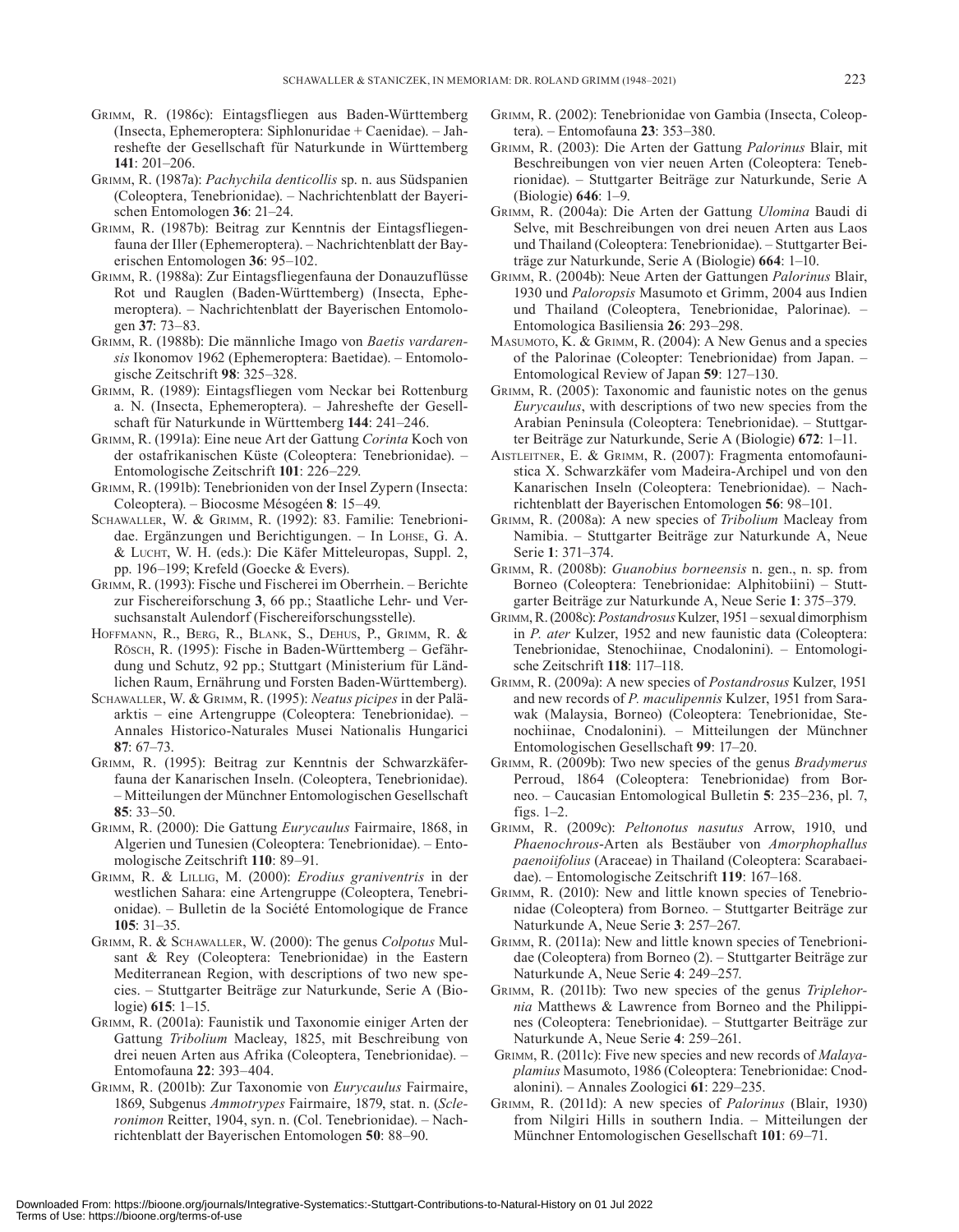GRIMM, R. (1986c): Eintagsfliegen aus Baden-Württemberg (Insecta, Ephemeroptera: Siphlonuridae + Caenidae). – Jahreshefte der Gesellschaft für Naturkunde in Württemberg **141**: 201–206.

GRIMM, R. (1987a): *Pachychila denticollis* sp. n. aus Südspanien (Coleoptera, Tenebrionidae). – Nachrichtenblatt der Bayerischen Entomologen **36**: 21–24.

GRIMM, R. (1987b): Beitrag zur Kenntnis der Eintagsfliegenfauna der Iller (Ephemeroptera). – Nachrichtenblatt der Bayerischen Entomologen **36**: 95–102.

GRIMM, R. (1988a): Zur Eintagsfliegenfauna der Donauzuflüsse Rot und Rauglen (Baden-Württemberg) (Insecta, Ephemeroptera). – Nachrichtenblatt der Bayerischen Entomologen **37**: 73–83.

GRIMM, R. (1988b): Die männliche Imago von *Baetis vardarensis* Ikonomov 1962 (Ephemeroptera: Baetidae). – Entomologische Zeitschrift **98**: 325–328.

GRIMM, R. (1989): Eintagsfliegen vom Neckar bei Rottenburg a. N. (Insecta, Ephemeroptera). – Jahreshefte der Gesellschaft für Naturkunde in Württemberg **144**: 241–246.

GRIMM, R. (1991a): Eine neue Art der Gattung *Corinta* Koch von der ostafrikanischen Küste (Coleoptera: Tenebrionidae). – Entomologische Zeitschrift **101**: 226–229.

GRIMM, R. (1991b): Tenebrioniden von der Insel Zypern (Insecta: Coleoptera). – Biocosme Mésogéen **8**: 15–49.

SCHAWALLER, W. & GRIMM, R. (1992): 83. Familie: Tenebrionidae. Ergänzungen und Berichtigungen. – In LOHSE, G. A. & LUCHT, W. H. (eds.): Die Käfer Mitteleuropas, Suppl. 2, pp. 196–199; Krefeld (Goecke & Evers).

GRIMM, R. (1993): Fische und Fischerei im Oberrhein. – Berichte zur Fischereiforschung **3**, 66 pp.; Staatliche Lehr- und Versuchsanstalt Aulendorf (Fischereiforschungsstelle).

HOFFMANN, R., BERG, R., BLANK, S., DEHUS, P., GRIMM, R. & RÖSCH, R. (1995): Fische in Baden-Württemberg – Gefährdung und Schutz, 92 pp.; Stuttgart (Ministerium für Ländlichen Raum, Ernährung und Forsten Baden-Württemberg).

SCHAWALLER, W. & GRIMM, R. (1995): *Neatus picipes* in der Paläarktis – eine Artengruppe (Coleoptera: Tenebrionidae). – Annales Historico-Naturales Musei Nationalis Hungarici **87**: 67–73.

GRIMM, R. (1995): Beitrag zur Kenntnis der Schwarzkäferfauna der Kanarischen Inseln. (Coleoptera, Tenebrionidae). – Mitteilungen der Münchner Entomologischen Gesellschaft **85**: 33–50.

GRIMM, R. (2000): Die Gattung *Eurycaulus* Fairmaire, 1868, in Algerien und Tunesien (Coleoptera: Tenebrionidae). – Entomologische Zeitschrift **110**: 89–91.

GRIMM, R. & LILLIG, M. (2000): *Erodius graniventris* in der westlichen Sahara: eine Artengruppe (Coleoptera, Tenebrionidae). – Bulletin de la Société Entomologique de France **105**: 31–35.

GRIMM, R. & SCHAWALLER, W. (2000): The genus *Colpotus* Mulsant & Rey (Coleoptera: Tenebrionidae) in the Eastern Mediterranean Region, with descriptions of two new species. – Stuttgarter Beiträge zur Naturkunde, Serie A (Biologie) **615**: 1–15.

GRIMM, R. (2001a): Faunistik und Taxonomie einiger Arten der Gattung *Tribolium* Macleay, 1825, mit Beschreibung von drei neuen Arten aus Afrika (Coleoptera, Tenebrionidae). – Entomofauna **22**: 393–404.

GRIMM, R. (2001b): Zur Taxonomie von *Eurycaulus* Fairmaire, 1869, Subgenus *Ammotrypes* Fairmaire, 1879, stat. n. (*Scleronimon* Reitter, 1904, syn. n. (Col. Tenebrionidae). – Nachrichtenblatt der Bayerischen Entomologen **50**: 88–90.

GRIMM, R. (2002): Tenebrionidae von Gambia (Insecta, Coleoptera). – Entomofauna **23**: 353–380.

GRIMM, R. (2003): Die Arten der Gattung *Palorinus* Blair, mit Beschreibungen von vier neuen Arten (Coleoptera: Tenebrionidae). – Stuttgarter Beiträge zur Naturkunde, Serie A (Biologie) **646**: 1–9.

GRIMM, R. (2004a): Die Arten der Gattung *Ulomina* Baudi di Selve, mit Beschreibungen von drei neuen Arten aus Laos und Thailand (Coleoptera: Tenebrionidae). – Stuttgarter Beiträge zur Naturkunde, Serie A (Biologie) **664**: 1–10.

GRIMM, R. (2004b): Neue Arten der Gattungen *Palorinus* Blair, 1930 und *Paloropsis* Masumoto et Grimm, 2004 aus Indien und Thailand (Coleoptera, Tenebrionidae, Palorinae). – Entomologica Basiliensia **26**: 293–298.

MASUMOTO, K. & GRIMM, R. (2004): A New Genus and a species of the Palorinae (Coleopter: Tenebrionidae) from Japan. – Entomological Review of Japan **59**: 127–130.

GRIMM, R. (2005): Taxonomic and faunistic notes on the genus *Eurycaulus*, with descriptions of two new species from the Arabian Peninsula (Coleoptera: Tenebrionidae). – Stuttgarter Beiträge zur Naturkunde, Serie A (Biologie) **672**: 1–11.

AISTLEITNER, E. & GRIMM, R. (2007): Fragmenta entomofaunistica X. Schwarzkäfer vom Madeira-Archipel und von den Kanarischen Inseln (Coleoptera: Tenebrionidae). – Nachrichtenblatt der Bayerischen Entomologen **56**: 98–101.

GRIMM, R. (2008a): A new species of *Tribolium* Macleay from Namibia. – Stuttgarter Beiträge zur Naturkunde A, Neue Serie **1**: 371–374.

GRIMM, R. (2008b): *Guanobius borneensis* n. gen., n. sp. from Borneo (Coleoptera: Tenebrionidae: Alphitobiini) – Stuttgarter Beiträge zur Naturkunde A, Neue Serie **1**: 375–379.

GRIMM, R. (2008c): *Postandrosus* Kulzer, 1951 – sexual dimorphism in *P. ater* Kulzer, 1952 and new faunistic data (Coleoptera: Tenebrionidae, Stenochiinae, Cnodalonini). – Entomologische Zeitschrift **118**: 117–118.

GRIMM, R. (2009a): A new species of *Postandrosus* Kulzer, 1951 and new records of *P. maculipennis* Kulzer, 1951 from Sarawak (Malaysia, Borneo) (Coleoptera: Tenebrionidae, Stenochiinae, Cnodalonini). – Mitteilungen der Münchner Entomologischen Gesellschaft **99**: 17–20.

GRIMM, R. (2009b): Two new species of the genus *Bradymerus* Perroud, 1864 (Coleoptera: Tenebrionidae) from Borneo. – Caucasian Entomological Bulletin **5**: 235–236, pl. 7, figs. 1–2.

GRIMM, R. (2009c): *Peltonotus nasutus* Arrow, 1910, und *Phaenochrous*-Arten als Bestäuber von *Amorphophallus paenoiifolius* (Araceae) in Thailand (Coleoptera: Scarabaeidae). – Entomologische Zeitschrift **119**: 167–168.

GRIMM, R. (2010): New and little known species of Tenebrionidae (Coleoptera) from Borneo. – Stuttgarter Beiträge zur Naturkunde A, Neue Serie **3**: 257–267.

GRIMM, R. (2011a): New and little known species of Tenebrionidae (Coleoptera) from Borneo (2). – Stuttgarter Beiträge zur Naturkunde A, Neue Serie **4**: 249–257.

GRIMM, R. (2011b): Two new species of the genus *Triplehornia* Matthews & Lawrence from Borneo and the Philippines (Coleoptera: Tenebrionidae). – Stuttgarter Beiträge zur Naturkunde A, Neue Serie **4**: 259–261.

GRIMM, R. (2011c): Five new species and new records of *Malayaplamius* Masumoto, 1986 (Coleoptera: Tenebrionidae: Cnodalonini). – Annales Zoologici **61**: 229–235.

GRIMM, R. (2011d): A new species of *Palorinus* (Blair, 1930) from Nilgiri Hills in southern India. – Mitteilungen der Münchner Entomologischen Gesellschaft **101**: 69–71.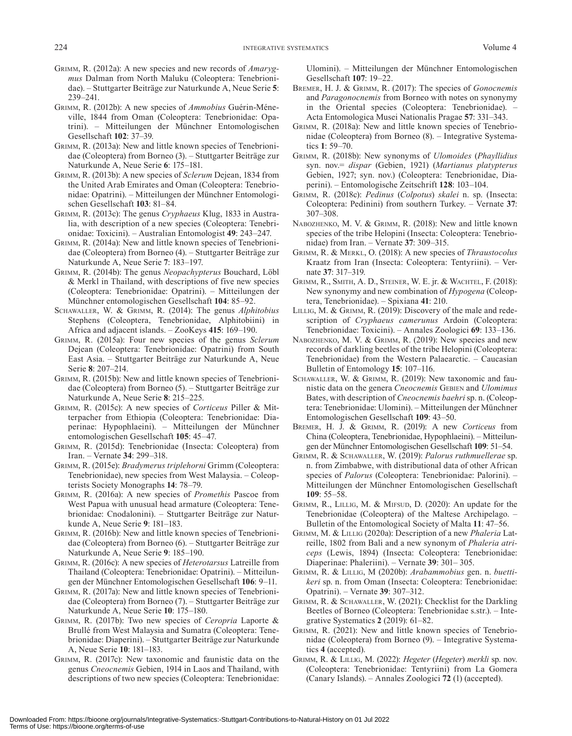GRIMM, R. (2012a): A new species and new records of *Amarygmus* Dalman from North Maluku (Coleoptera: Tenebrionidae). – Stuttgarter Beiträge zur Naturkunde A, Neue Serie **5**: 239–241.

GRIMM, R. (2012b): A new species of *Ammobius* Guérin-Méneville, 1844 from Oman (Coleoptera: Tenebrionidae: Opatrini). – Mitteilungen der Münchner Entomologischen Gesellschaft **102**: 37–39.

GRIMM, R. (2013a): New and little known species of Tenebrionidae (Coleoptera) from Borneo (3). – Stuttgarter Beiträge zur Naturkunde A, Neue Serie **6**: 175–181.

GRIMM, R. (2013b): A new species of *Sclerum* Dejean, 1834 from the United Arab Emirates and Oman (Coleoptera: Tenebrionidae: Opatrini). – Mitteilungen der Münchner Entomologischen Gesellschaft **103**: 81–84.

GRIMM, R. (2013c): The genus *Cryphaeus* Klug, 1833 in Australia, with description of a new species (Coleoptera: Tenebrionidae: Toxicini). – Australian Entomologist **49**: 243–247.

GRIMM, R. (2014a): New and little known species of Tenebrionidae (Coleoptera) from Borneo (4). – Stuttgarter Beiträge zur Naturkunde A, Neue Serie **7**: 183–197.

GRIMM, R. (2014b): The genus *Neopachypterus* Bouchard, Löbl & Merkl in Thailand, with descriptions of five new species (Coleoptera: Tenebrionidae: Opatrini). – Mitteilungen der Münchner entomologischen Gesellschaft **104**: 85–92.

SCHAWALLER, W. & GRIMM, R. (2014): The genus *Alphitobius* Stephens (Coleoptera, Tenebrionidae, Alphitobiini) in Africa and adjacent islands. – ZooKeys **415**: 169–190.

GRIMM, R. (2015a): Four new species of the genus *Sclerum* Dejean (Coleoptera: Tenebrionidae: Opatrini) from South East Asia. – Stuttgarter Beiträge zur Naturkunde A, Neue Serie **8**: 207–214.

GRIMM, R. (2015b): New and little known species of Tenebrionidae (Coleoptera) from Borneo (5). – Stuttgarter Beiträge zur Naturkunde A, Neue Serie **8**: 215–225.

GRIMM, R. (2015c): A new species of *Corticeus* Piller & Mitterpacher from Ethiopia (Coleoptera: Tenebrionidae: Diaperinae: Hypophlaeini). – Mitteilungen der Münchner entomologischen Gesellschaft **105**: 45–47.

GRIMM, R. (2015d): Tenebrionidae (Insecta: Coleoptera) from Iran. – Vernate **34**: 299–318.

GRIMM, R. (2015e): *Bradymerus triplehorni* Grimm (Coleoptera: Tenebrionidae), new species from West Malaysia. – Coleopterists Society Monographs **14**: 78–79.

GRIMM, R. (2016a): A new species of *Promethis* Pascoe from West Papua with unusual head armature (Coleoptera: Tenebrionidae: Cnodalonini). – Stuttgarter Beiträge zur Naturkunde A, Neue Serie **9**: 181–183.

GRIMM, R. (2016b): New and little known species of Tenebrionidae (Coleoptera) from Borneo (6). – Stuttgarter Beiträge zur Naturkunde A, Neue Serie **9**: 185–190.

GRIMM, R. (2016c): A new species of *Heterotarsus* Latreille from Thailand (Coleoptera: Tenebrionidae: Opatrini). – Mitteilungen der Münchner Entomologischen Gesellschaft **106**: 9–11.

GRIMM, R. (2017a): New and little known species of Tenebrionidae (Coleoptera) from Borneo (7). – Stuttgarter Beiträge zur Naturkunde A, Neue Serie **10**: 175–180.

GRIMM, R. (2017b): Two new species of *Ceropria* Laporte & Brullé from West Malaysia and Sumatra (Coleoptera: Tenebrionidae: Diaperini). – Stuttgarter Beiträge zur Naturkunde A, Neue Serie **10**: 181–183.

GRIMM, R. (2017c): New taxonomic and faunistic data on the genus *Cneocnemis* Gebien, 1914 in Laos and Thailand, with descriptions of two new species (Coleoptera: Tenebrionidae: Ulomini). – Mitteilungen der Münchner Entomologischen Gesellschaft **107**: 19–22.

BREMER, H. J. & GRIMM, R. (2017): The species of *Gonocnemis* and *Paragonocnemis* from Borneo with notes on synonymy in the Oriental species (Coleoptera: Tenebrionidae). – Acta Entomologica Musei Nationalis Pragae **57**: 331–343.

GRIMM, R. (2018a): New and little known species of Tenebrionidae (Coleoptera) from Borneo (8). – Integrative Systematics **1**: 59–70.

GRIMM, R. (2018b): New synonyms of *Ulomoides* (*Phayllidius* syn. nov.= *dispar* (Gebien, 1921) (*Martianus platypterus* Gebien, 1927; syn. nov.) (Coleoptera: Tenebrionidae, Diaperini). – Entomologische Zeitschrift **128**: 103–104.

GRIMM, R. (2018c): *Pedinus* (*Colpotus*) *skalei* n. sp. (Insecta: Coleoptera: Pedinini) from southern Turkey. – Vernate **37**: 307–308.

NABOZHENKO, M. V. & GRIMM, R. (2018): New and little known species of the tribe Helopini (Insecta: Coleoptera: Tenebrionidae) from Iran. – Vernate **37**: 309–315.

GRIMM, R. & MERKL, O. (2018): A new species of *Thraustocolus* Kraatz from Iran (Insecta: Coleoptera: Tentyriini). – Vernate **37**: 317–319.

GRIMM, R., SMITH, A. D., STEINER, W. E. jr. & WACHTEL, F. (2018): New synonymy and new combination of *Hypogena* (Coleoptera, Tenebrionidae). – Spixiana **41**: 210.

LILLIG, M. & GRIMM, R. (2019): Discovery of the male and redescription of *Cryphaeus camerunus* Ardoin (Coleoptera: Tenebrionidae: Toxicini). – Annales Zoologici **69**: 133–136.

NABOZHENKO, M. V. & GRIMM, R. (2019): New species and new records of darkling beetles of the tribe Helopini (Coleoptera: Tenebrionidae) from the Western Palaearctic. – Caucasian Bulletin of Entomology **15**: 107–116.

SCHAWALLER, W. & GRIMM, R. (2019): New taxonomic and faunistic data on the genera *Cneocnemis* GEBIEN and *Ulomimus* Bates, with description of *Cneocnemis baehri* sp. n. (Coleoptera: Tenebrionidae: Ulomini). – Mitteilungen der Münchner Entomologischen Gesellschaft **109**: 43–50.

BREMER, H. J. & GRIMM, R. (2019): A new *Corticeus* from China (Coleoptera, Tenebrionidae, Hypophlaeini). – Mitteilungen der Münchner Entomologischen Gesellschaft **109**: 51–54.

GRIMM, R. & SCHAWALLER, W. (2019): *Palorus ruthmuellerae* sp. n. from Zimbabwe, with distributional data of other African species of *Palorus* (Coleoptera: Tenebrionidae: Palorini). – Mitteilungen der Münchner Entomologischen Gesellschaft **109**: 55–58.

GRIMM, R., LILLIG, M. & MIFSUD, D. (2020): An update for the Tenebrionidae (Coleoptera) of the Maltese Archipelago. – Bulletin of the Entomological Society of Malta **11**: 47–56.

GRIMM, M. & LILLIG (2020a): Description of a new *Phaleria* Latreille, 1802 from Bali and a new synonym of *Phaleria atriceps* (Lewis, 1894) (Insecta: Coleoptera: Tenebrionidae: Diaperinae: Phaleriini). – Vernate **39**: 301– 305.

GRIMM, R. & LILLIG, M (2020b): *Arabammobius* gen. n. *buettikeri* sp. n. from Oman (Insecta: Coleoptera: Tenebrionidae: Opatrini). – Vernate **39**: 307–312.

GRIMM, R. & SCHAWALLER, W. (2021): Checklist for the Darkling Beetles of Borneo (Coleoptera: Tenebrionidae s.str.). – Integrative Systematics **2** (2019): 61–82.

GRIMM, R. (2021): New and little known species of Tenebrionidae (Coleoptera) from Borneo (9). – Integrative Systematics **4** (accepted).

GRIMM, R. & LILLIG, M. (2022): *Hegeter* (*Hegeter*) *merkli* sp. nov. (Coleoptera: Tenebrionidae: Tentyriini) from La Gomera (Canary Islands). – Annales Zoologici **72** (1) (accepted).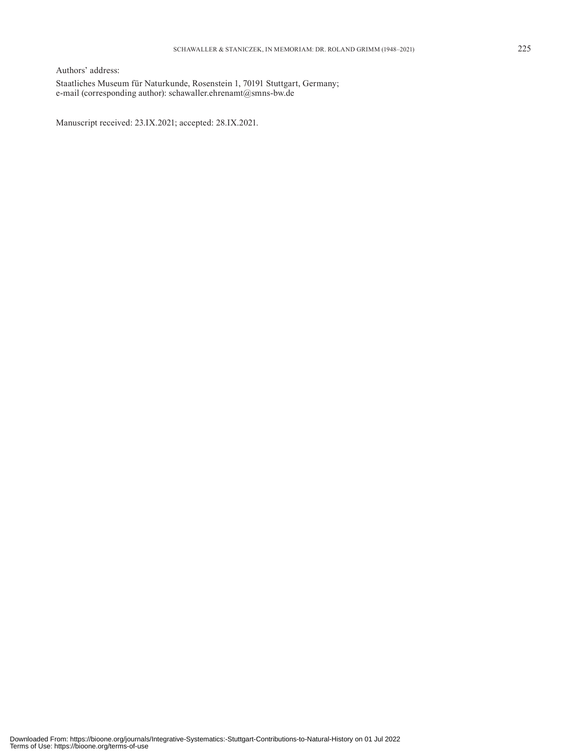Authors' address:

Staatliches Museum für Naturkunde, Rosenstein 1, 70191 Stuttgart, Germany;
e-mail (corresponding author): schawaller.ehrenamt@smns-bw.de

Manuscript received: 23.IX.2021; accepted: 28.IX.2021.